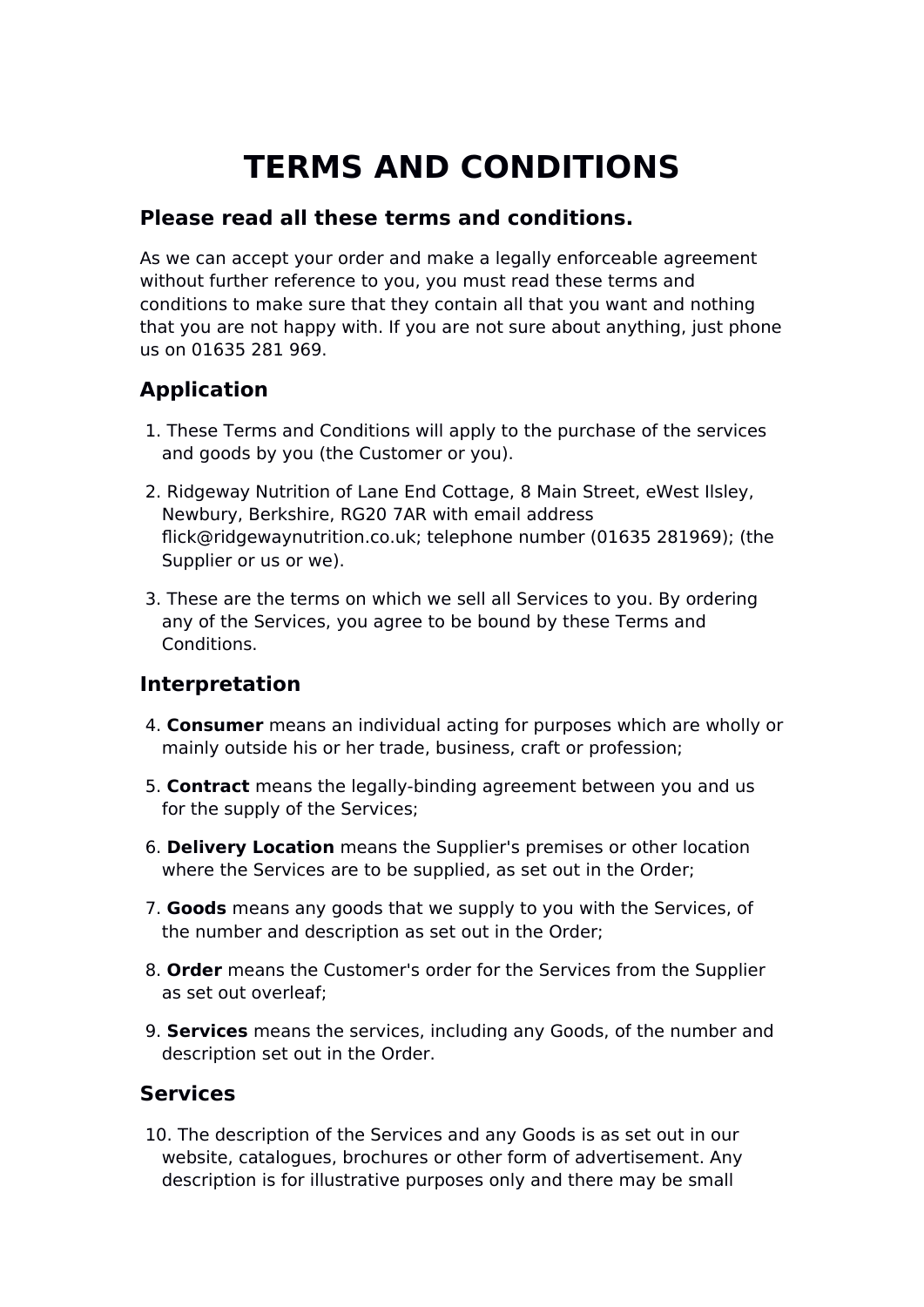# TERMS AND CONDITIONS

## Please read all these terms and conditions.

As we can accept your order and make a legally enforceable agreement without further reference to you, you must read these terms and conditions to make sure that they contain all that you want and nothing that you are not happy with. If you are not sure about anything, just phone us on 01635 281 969.

## Application

1. These Terms and Conditions will apply to the purchase of the services and goods by you (the Customer or you).

2. Ridgeway Nutrition of Lane End Cottage, 8 Main Street, eWest Ilsley, Newbury, Berkshire, RG20 7AR with email address flick@ridgewaynutrition.co.uk; telephone number (01635 281969); (the Supplier or us or we).

3. These are the terms on which we sell all Services to you. By ordering any of the Services, you agree to be bound by these Terms and Conditions.

## Interpretation

4. **Consumer** means an individual acting for purposes which are wholly or mainly outside his or her trade, business, craft or profession;

5. **Contract** means the legally-binding agreement between you and us for the supply of the Services;

6. **Delivery Location** means the Supplier's premises or other location where the Services are to be supplied, as set out in the Order;

7. **Goods** means any goods that we supply to you with the Services, of the number and description as set out in the Order;

8. **Order** means the Customer's order for the Services from the Supplier as set out overleaf;

9. **Services** means the services, including any Goods, of the number and description set out in the Order.

## Services

10. The description of the Services and any Goods is as set out in our website, catalogues, brochures or other form of advertisement. Any description is for illustrative purposes only and there may be small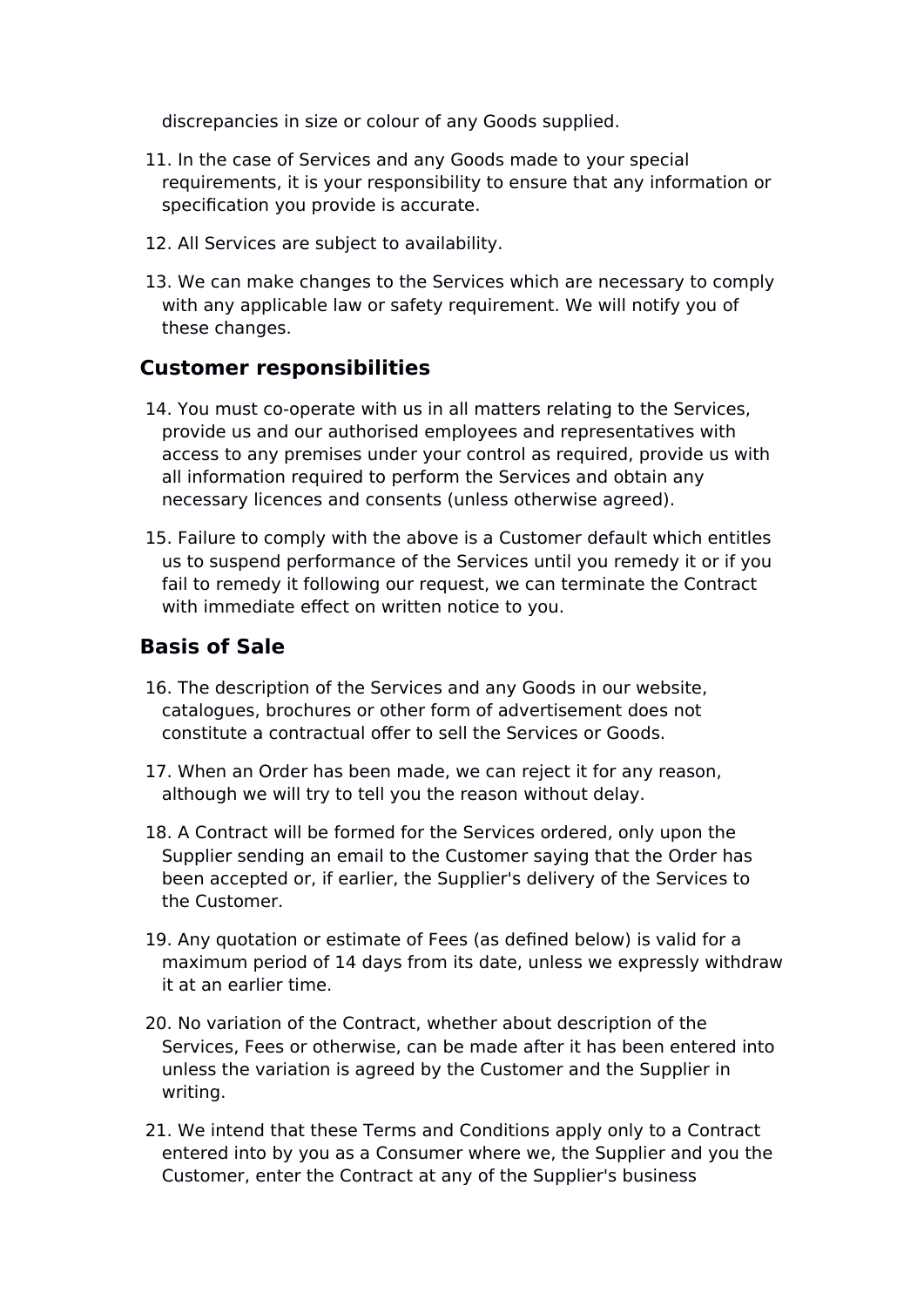discrepancies in size or colour of any Goods supplied.

11. In the case of Services and any Goods made to your special requirements, it is your responsibility to ensure that any information or specification you provide is accurate.

12. All Services are subject to availability.

13. We can make changes to the Services which are necessary to comply with any applicable law or safety requirement. We will notify you of these changes.

## Customer responsibilities

14. You must co-operate with us in all matters relating to the Services, provide us and our authorised employees and representatives with access to any premises under your control as required, provide us with all information required to perform the Services and obtain any necessary licences and consents (unless otherwise agreed).

15. Failure to comply with the above is a Customer default which entitles us to suspend performance of the Services until you remedy it or if you fail to remedy it following our request, we can terminate the Contract with immediate effect on written notice to you.

## Basis of Sale

16. The description of the Services and any Goods in our website, catalogues, brochures or other form of advertisement does not constitute a contractual offer to sell the Services or Goods.

17. When an Order has been made, we can reject it for any reason, although we will try to tell you the reason without delay.

18. A Contract will be formed for the Services ordered, only upon the Supplier sending an email to the Customer saying that the Order has been accepted or, if earlier, the Supplier's delivery of the Services to the Customer.

19. Any quotation or estimate of Fees (as defined below) is valid for a maximum period of 14 days from its date, unless we expressly withdraw it at an earlier time.

20. No variation of the Contract, whether about description of the Services, Fees or otherwise, can be made after it has been entered into unless the variation is agreed by the Customer and the Supplier in writing.

21. We intend that these Terms and Conditions apply only to a Contract entered into by you as a Consumer where we, the Supplier and you the Customer, enter the Contract at any of the Supplier's business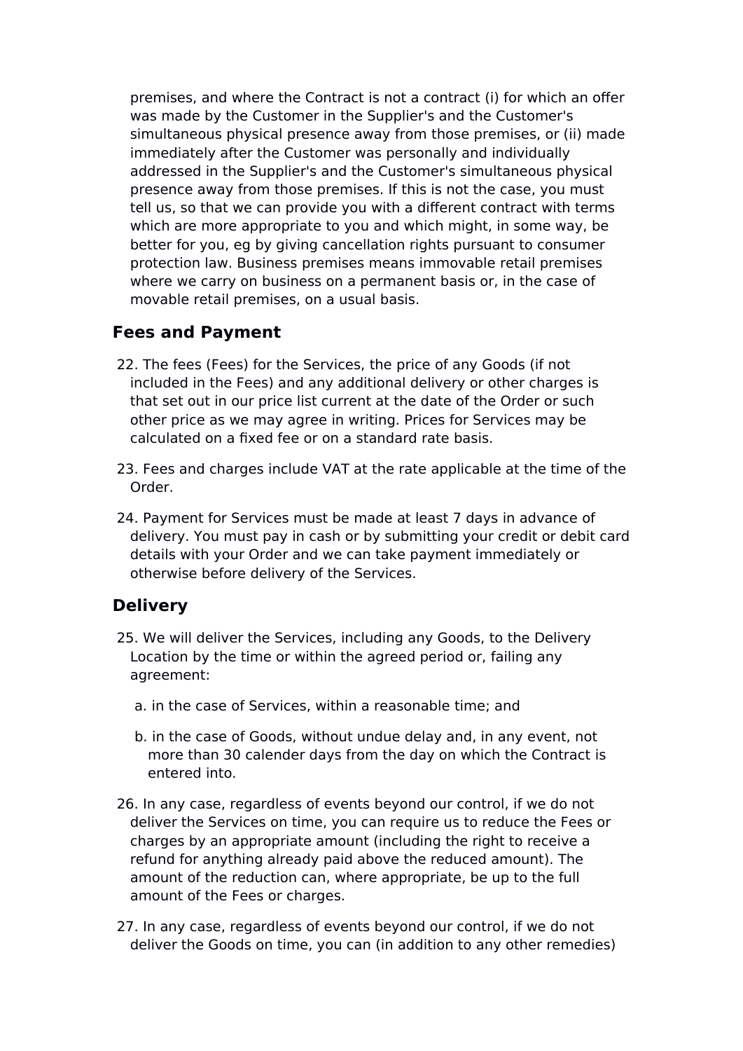premises, and where the Contract is not a contract (i) for which an offer was made by the Customer in the Supplier's and the Customer's simultaneous physical presence away from those premises, or (ii) made immediately after the Customer was personally and individually addressed in the Supplier's and the Customer's simultaneous physical presence away from those premises. If this is not the case, you must tell us, so that we can provide you with a different contract with terms which are more appropriate to you and which might, in some way, be better for you, eg by giving cancellation rights pursuant to consumer protection law. Business premises means immovable retail premises where we carry on business on a permanent basis or, in the case of movable retail premises, on a usual basis.

## Fees and Payment

22. The fees (Fees) for the Services, the price of any Goods (if not included in the Fees) and any additional delivery or other charges is that set out in our price list current at the date of the Order or such other price as we may agree in writing. Prices for Services may be calculated on a fixed fee or on a standard rate basis.

23. Fees and charges include VAT at the rate applicable at the time of the Order.

24. Payment for Services must be made at least 7 days in advance of delivery. You must pay in cash or by submitting your credit or debit card details with your Order and we can take payment immediately or otherwise before delivery of the Services.

## Delivery

25. We will deliver the Services, including any Goods, to the Delivery Location by the time or within the agreed period or, failing any agreement:

    a. in the case of Services, within a reasonable time; and

    b. in the case of Goods, without undue delay and, in any event, not more than 30 calender days from the day on which the Contract is entered into.

26. In any case, regardless of events beyond our control, if we do not deliver the Services on time, you can require us to reduce the Fees or charges by an appropriate amount (including the right to receive a refund for anything already paid above the reduced amount). The amount of the reduction can, where appropriate, be up to the full amount of the Fees or charges.

27. In any case, regardless of events beyond our control, if we do not deliver the Goods on time, you can (in addition to any other remedies)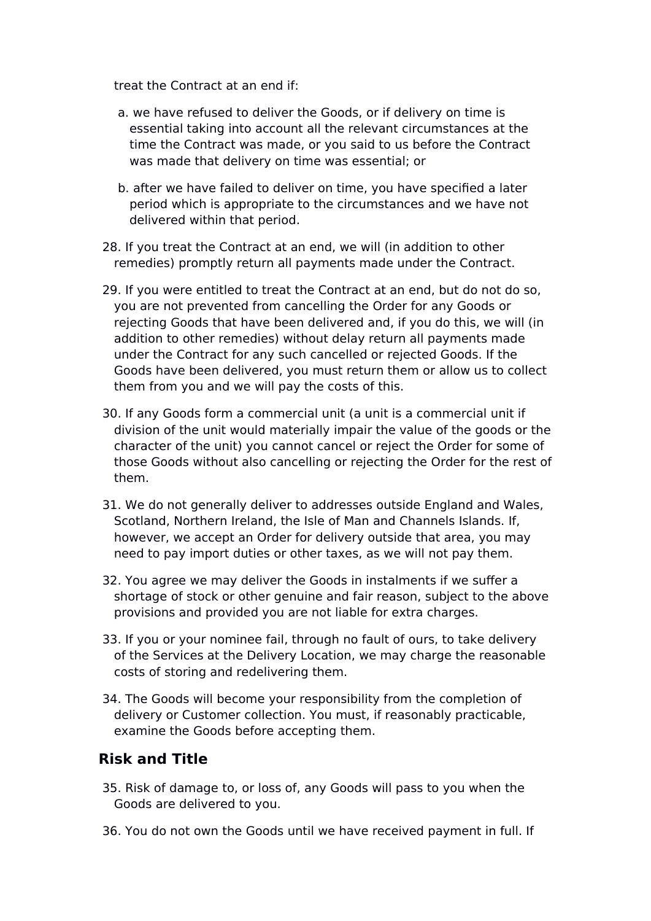treat the Contract at an end if:

a. we have refused to deliver the Goods, or if delivery on time is essential taking into account all the relevant circumstances at the time the Contract was made, or you said to us before the Contract was made that delivery on time was essential; or

b. after we have failed to deliver on time, you have specified a later period which is appropriate to the circumstances and we have not delivered within that period.

28. If you treat the Contract at an end, we will (in addition to other remedies) promptly return all payments made under the Contract.

29. If you were entitled to treat the Contract at an end, but do not do so, you are not prevented from cancelling the Order for any Goods or rejecting Goods that have been delivered and, if you do this, we will (in addition to other remedies) without delay return all payments made under the Contract for any such cancelled or rejected Goods. If the Goods have been delivered, you must return them or allow us to collect them from you and we will pay the costs of this.

30. If any Goods form a commercial unit (a unit is a commercial unit if division of the unit would materially impair the value of the goods or the character of the unit) you cannot cancel or reject the Order for some of those Goods without also cancelling or rejecting the Order for the rest of them.

31. We do not generally deliver to addresses outside England and Wales, Scotland, Northern Ireland, the Isle of Man and Channels Islands. If, however, we accept an Order for delivery outside that area, you may need to pay import duties or other taxes, as we will not pay them.

32. You agree we may deliver the Goods in instalments if we suffer a shortage of stock or other genuine and fair reason, subject to the above provisions and provided you are not liable for extra charges.

33. If you or your nominee fail, through no fault of ours, to take delivery of the Services at the Delivery Location, we may charge the reasonable costs of storing and redelivering them.

34. The Goods will become your responsibility from the completion of delivery or Customer collection. You must, if reasonably practicable, examine the Goods before accepting them.

## Risk and Title

35. Risk of damage to, or loss of, any Goods will pass to you when the Goods are delivered to you.

36. You do not own the Goods until we have received payment in full. If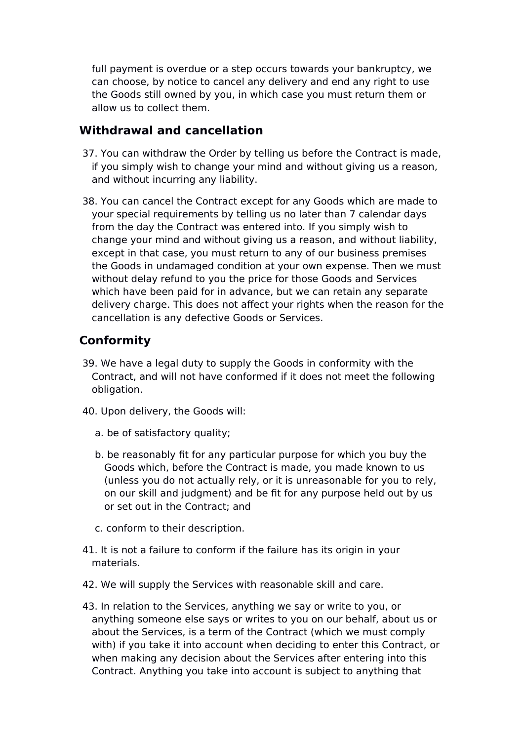full payment is overdue or a step occurs towards your bankruptcy, we can choose, by notice to cancel any delivery and end any right to use the Goods still owned by you, in which case you must return them or allow us to collect them.

## Withdrawal and cancellation

37. You can withdraw the Order by telling us before the Contract is made, if you simply wish to change your mind and without giving us a reason, and without incurring any liability.

38. You can cancel the Contract except for any Goods which are made to your special requirements by telling us no later than 7 calendar days from the day the Contract was entered into. If you simply wish to change your mind and without giving us a reason, and without liability, except in that case, you must return to any of our business premises the Goods in undamaged condition at your own expense. Then we must without delay refund to you the price for those Goods and Services which have been paid for in advance, but we can retain any separate delivery charge. This does not affect your rights when the reason for the cancellation is any defective Goods or Services.

## Conformity

39. We have a legal duty to supply the Goods in conformity with the Contract, and will not have conformed if it does not meet the following obligation.

40. Upon delivery, the Goods will:

   a. be of satisfactory quality;

   b. be reasonably fit for any particular purpose for which you buy the Goods which, before the Contract is made, you made known to us (unless you do not actually rely, or it is unreasonable for you to rely, on our skill and judgment) and be fit for any purpose held out by us or set out in the Contract; and

   c. conform to their description.

41. It is not a failure to conform if the failure has its origin in your materials.

42. We will supply the Services with reasonable skill and care.

43. In relation to the Services, anything we say or write to you, or anything someone else says or writes to you on our behalf, about us or about the Services, is a term of the Contract (which we must comply with) if you take it into account when deciding to enter this Contract, or when making any decision about the Services after entering into this Contract. Anything you take into account is subject to anything that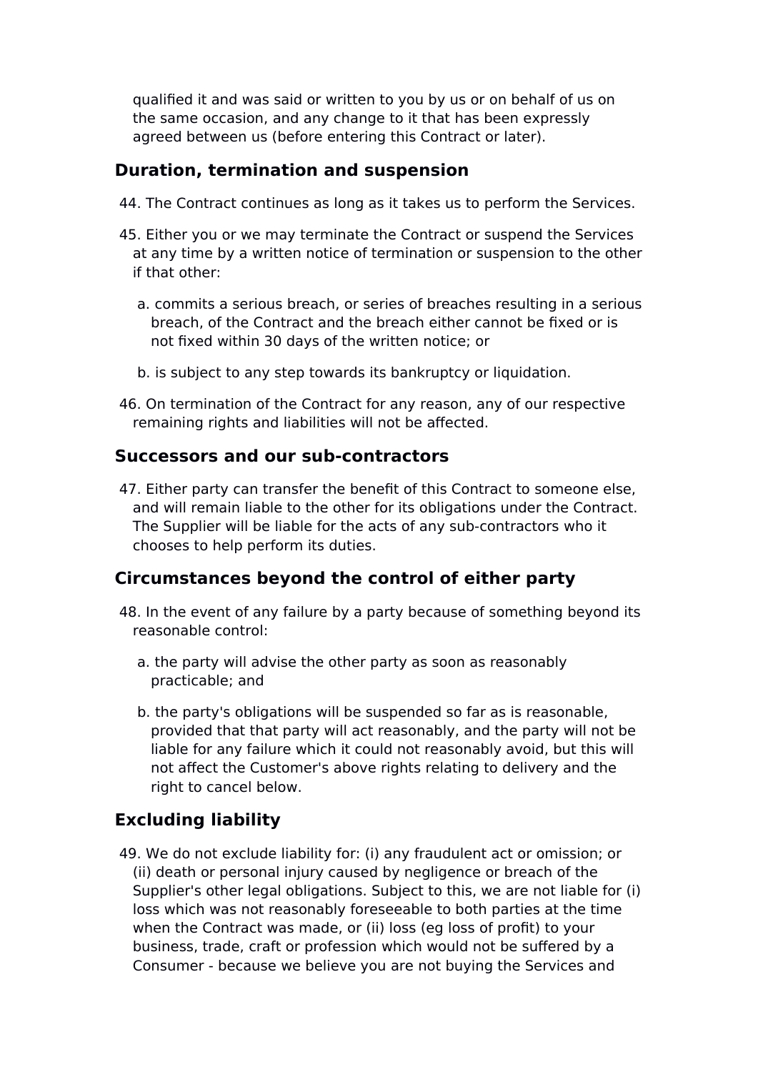qualified it and was said or written to you by us or on behalf of us on the same occasion, and any change to it that has been expressly agreed between us (before entering this Contract or later).

## Duration, termination and suspension

44. The Contract continues as long as it takes us to perform the Services.

45. Either you or we may terminate the Contract or suspend the Services at any time by a written notice of termination or suspension to the other if that other:

    a. commits a serious breach, or series of breaches resulting in a serious breach, of the Contract and the breach either cannot be fixed or is not fixed within 30 days of the written notice; or

    b. is subject to any step towards its bankruptcy or liquidation.

46. On termination of the Contract for any reason, any of our respective remaining rights and liabilities will not be affected.

## Successors and our sub-contractors

47. Either party can transfer the benefit of this Contract to someone else, and will remain liable to the other for its obligations under the Contract. The Supplier will be liable for the acts of any sub-contractors who it chooses to help perform its duties.

## Circumstances beyond the control of either party

48. In the event of any failure by a party because of something beyond its reasonable control:

    a. the party will advise the other party as soon as reasonably practicable; and

    b. the party's obligations will be suspended so far as is reasonable, provided that that party will act reasonably, and the party will not be liable for any failure which it could not reasonably avoid, but this will not affect the Customer's above rights relating to delivery and the right to cancel below.

## Excluding liability

49. We do not exclude liability for: (i) any fraudulent act or omission; or (ii) death or personal injury caused by negligence or breach of the Supplier's other legal obligations. Subject to this, we are not liable for (i) loss which was not reasonably foreseeable to both parties at the time when the Contract was made, or (ii) loss (eg loss of profit) to your business, trade, craft or profession which would not be suffered by a Consumer - because we believe you are not buying the Services and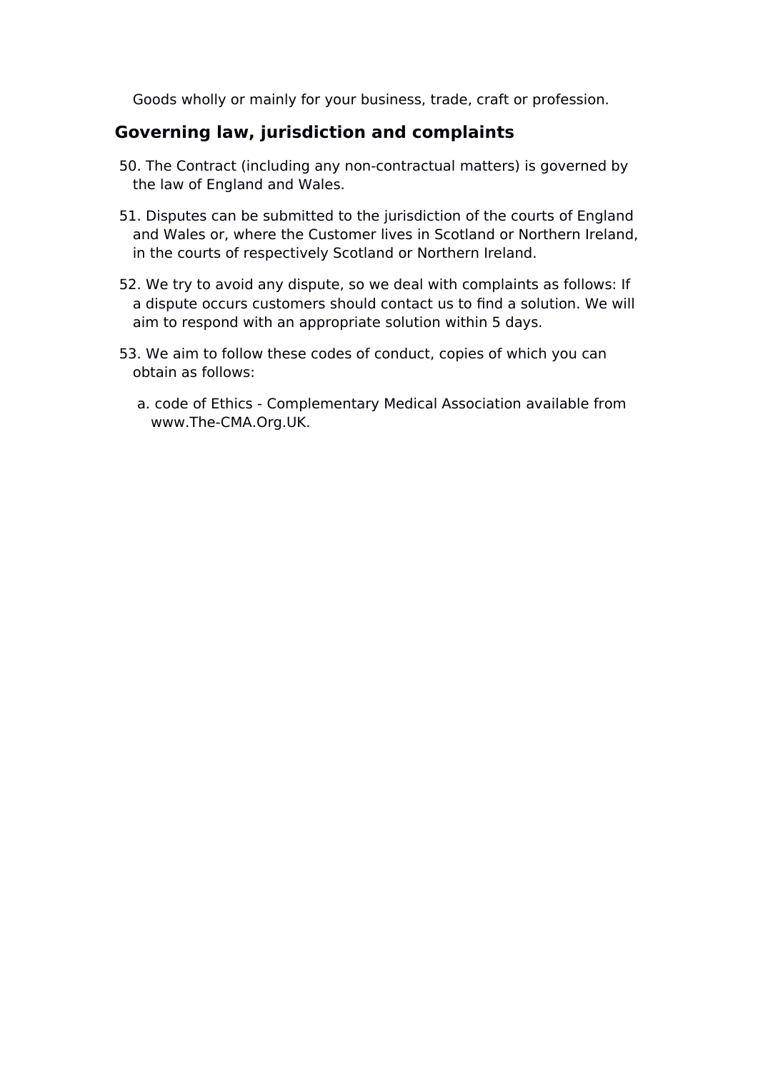Goods wholly or mainly for your business, trade, craft or profession.

## Governing law, jurisdiction and complaints

50. The Contract (including any non-contractual matters) is governed by the law of England and Wales.

51. Disputes can be submitted to the jurisdiction of the courts of England and Wales or, where the Customer lives in Scotland or Northern Ireland, in the courts of respectively Scotland or Northern Ireland.

52. We try to avoid any dispute, so we deal with complaints as follows: If a dispute occurs customers should contact us to find a solution. We will aim to respond with an appropriate solution within 5 days.

53. We aim to follow these codes of conduct, copies of which you can obtain as follows:

    a. code of Ethics - Complementary Medical Association available from www.The-CMA.Org.UK.